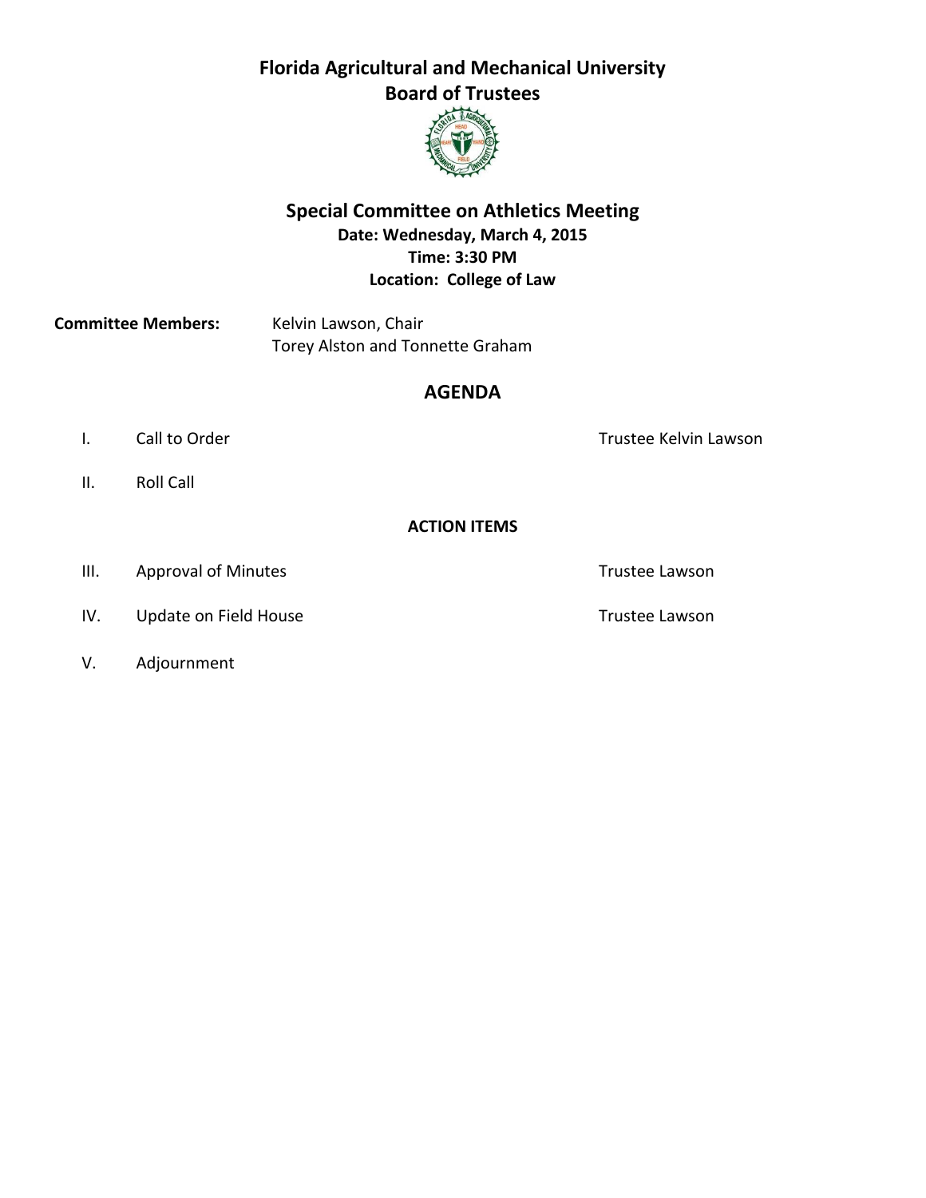# Florida Agricultural and Mechanical University
## Board of Trustees

## Special Committee on Athletics Meeting

**Date: Wednesday, March 4, 2015**
**Time: 3:30 PM**
**Location: College of Law**

**Committee Members:** Kelvin Lawson, Chair
Torey Alston and Tonnette Graham

## AGENDA

I. Call to Order — Trustee Kelvin Lawson

II. Roll Call

**ACTION ITEMS**

III. Approval of Minutes — Trustee Lawson

IV. Update on Field House — Trustee Lawson

V. Adjournment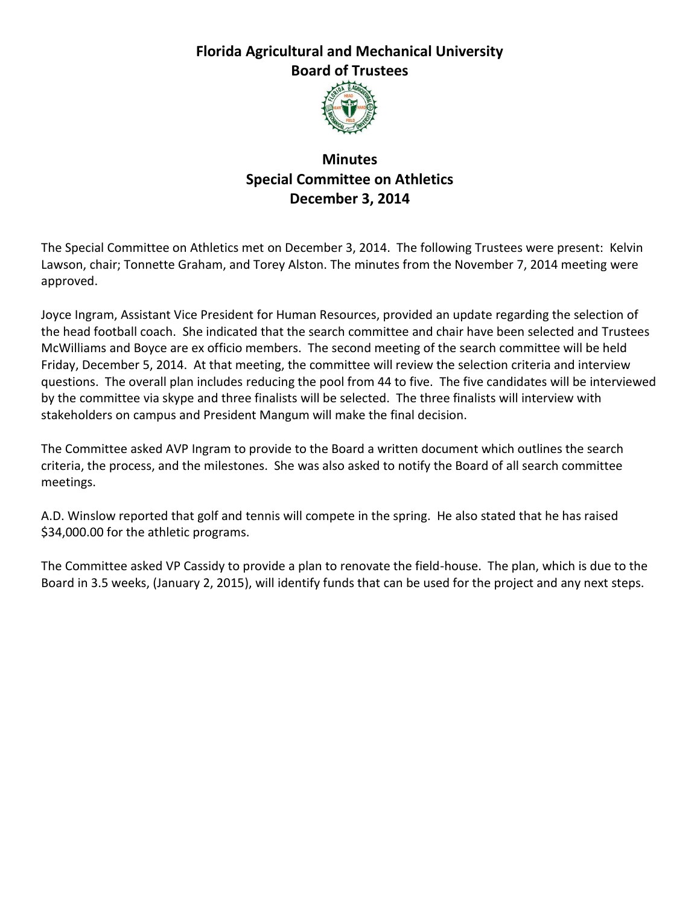# Florida Agricultural and Mechanical University
# Board of Trustees

## Minutes
## Special Committee on Athletics
## December 3, 2014

The Special Committee on Athletics met on December 3, 2014. The following Trustees were present: Kelvin Lawson, chair; Tonnette Graham, and Torey Alston. The minutes from the November 7, 2014 meeting were approved.

Joyce Ingram, Assistant Vice President for Human Resources, provided an update regarding the selection of the head football coach. She indicated that the search committee and chair have been selected and Trustees McWilliams and Boyce are ex officio members. The second meeting of the search committee will be held Friday, December 5, 2014. At that meeting, the committee will review the selection criteria and interview questions. The overall plan includes reducing the pool from 44 to five. The five candidates will be interviewed by the committee via skype and three finalists will be selected. The three finalists will interview with stakeholders on campus and President Mangum will make the final decision.

The Committee asked AVP Ingram to provide to the Board a written document which outlines the search criteria, the process, and the milestones. She was also asked to notify the Board of all search committee meetings.

A.D. Winslow reported that golf and tennis will compete in the spring. He also stated that he has raised $34,000.00 for the athletic programs.

The Committee asked VP Cassidy to provide a plan to renovate the field-house. The plan, which is due to the Board in 3.5 weeks, (January 2, 2015), will identify funds that can be used for the project and any next steps.